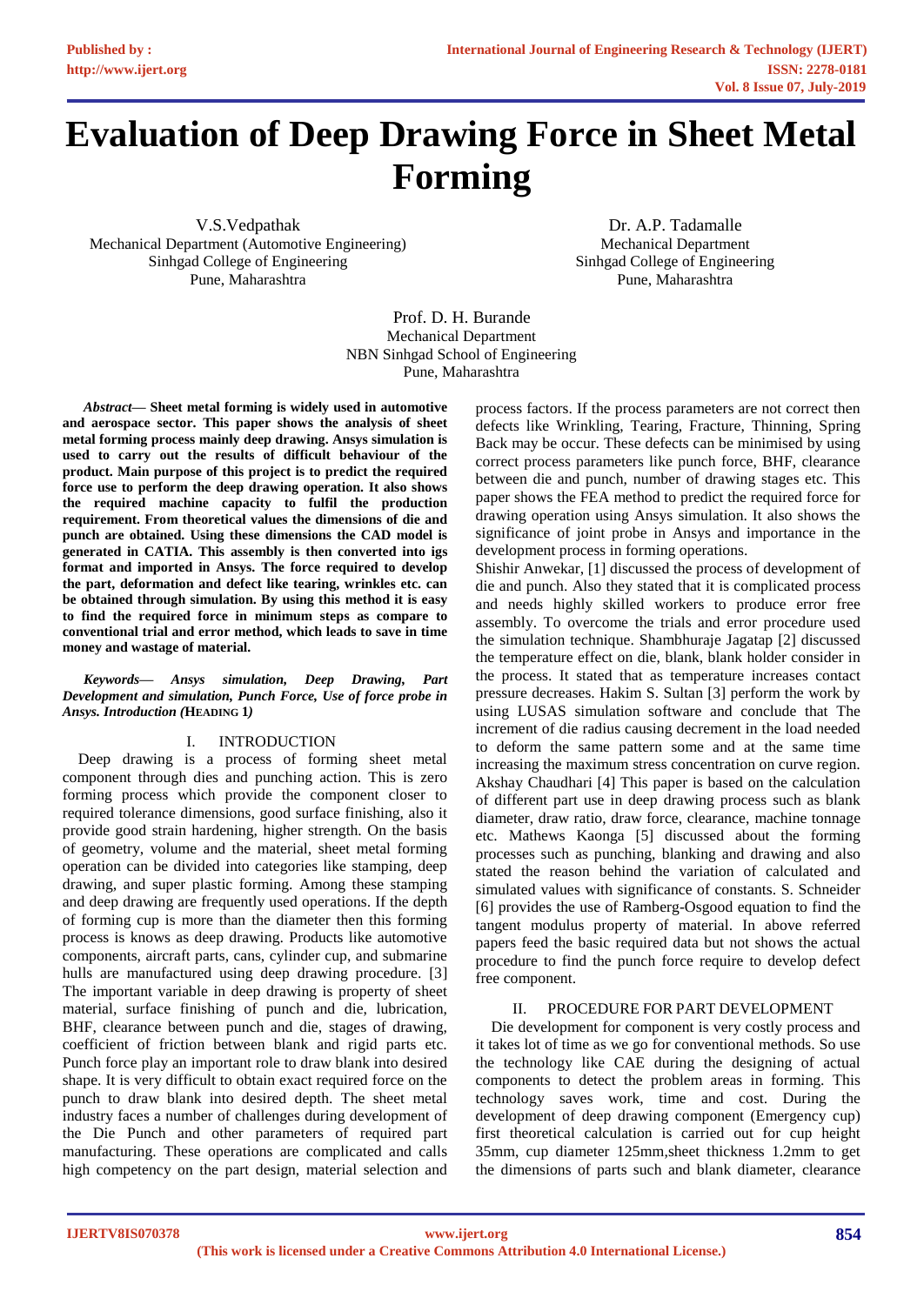# Evaluation of Deep Drawing Force in Sheet Metal Forming

V.S.Vedpathak
Mechanical Department (Automotive Engineering)
Sinhgad College of Engineering
Pune, Maharashtra

Dr. A.P. Tadamalle
Mechanical Department
Sinhgad College of Engineering
Pune, Maharashtra

Prof. D. H. Burande
Mechanical Department
NBN Sinhgad School of Engineering
Pune, Maharashtra

***Abstract*— Sheet metal forming is widely used in automotive and aerospace sector. This paper shows the analysis of sheet metal forming process mainly deep drawing. Ansys simulation is used to carry out the results of difficult behaviour of the product. Main purpose of this project is to predict the required force use to perform the deep drawing operation. It also shows the required machine capacity to fulfil the production requirement. From theoretical values the dimensions of die and punch are obtained. Using these dimensions the CAD model is generated in CATIA. This assembly is then converted into igs format and imported in Ansys. The force required to develop the part, deformation and defect like tearing, wrinkles etc. can be obtained through simulation. By using this method it is easy to find the required force in minimum steps as compare to conventional trial and error method, which leads to save in time money and wastage of material.**

***Keywords*— *Ansys simulation, Deep Drawing, Part Development and simulation, Punch Force, Use of force probe in Ansys. Introduction (*HEADING 1*)***

## I. INTRODUCTION

Deep drawing is a process of forming sheet metal component through dies and punching action. This is zero forming process which provide the component closer to required tolerance dimensions, good surface finishing, also it provide good strain hardening, higher strength. On the basis of geometry, volume and the material, sheet metal forming operation can be divided into categories like stamping, deep drawing, and super plastic forming. Among these stamping and deep drawing are frequently used operations. If the depth of forming cup is more than the diameter then this forming process is knows as deep drawing. Products like automotive components, aircraft parts, cans, cylinder cup, and submarine hulls are manufactured using deep drawing procedure. [3] The important variable in deep drawing is property of sheet material, surface finishing of punch and die, lubrication, BHF, clearance between punch and die, stages of drawing, coefficient of friction between blank and rigid parts etc. Punch force play an important role to draw blank into desired shape. It is very difficult to obtain exact required force on the punch to draw blank into desired depth. The sheet metal industry faces a number of challenges during development of the Die Punch and other parameters of required part manufacturing. These operations are complicated and calls high competency on the part design, material selection and process factors. If the process parameters are not correct then defects like Wrinkling, Tearing, Fracture, Thinning, Spring Back may be occur. These defects can be minimised by using correct process parameters like punch force, BHF, clearance between die and punch, number of drawing stages etc. This paper shows the FEA method to predict the required force for drawing operation using Ansys simulation. It also shows the significance of joint probe in Ansys and importance in the development process in forming operations.

Shishir Anwekar, [1] discussed the process of development of die and punch. Also they stated that it is complicated process and needs highly skilled workers to produce error free assembly. To overcome the trials and error procedure used the simulation technique. Shambhuraje Jagatap [2] discussed the temperature effect on die, blank, blank holder consider in the process. It stated that as temperature increases contact pressure decreases. Hakim S. Sultan [3] perform the work by using LUSAS simulation software and conclude that The increment of die radius causing decrement in the load needed to deform the same pattern some and at the same time increasing the maximum stress concentration on curve region. Akshay Chaudhari [4] This paper is based on the calculation of different part use in deep drawing process such as blank diameter, draw ratio, draw force, clearance, machine tonnage etc. Mathews Kaonga [5] discussed about the forming processes such as punching, blanking and drawing and also stated the reason behind the variation of calculated and simulated values with significance of constants. S. Schneider [6] provides the use of Ramberg-Osgood equation to find the tangent modulus property of material. In above referred papers feed the basic required data but not shows the actual procedure to find the punch force require to develop defect free component.

## II. PROCEDURE FOR PART DEVELOPMENT

Die development for component is very costly process and it takes lot of time as we go for conventional methods. So use the technology like CAE during the designing of actual components to detect the problem areas in forming. This technology saves work, time and cost. During the development of deep drawing component (Emergency cup) first theoretical calculation is carried out for cup height 35mm, cup diameter 125mm,sheet thickness 1.2mm to get the dimensions of parts such and blank diameter, clearance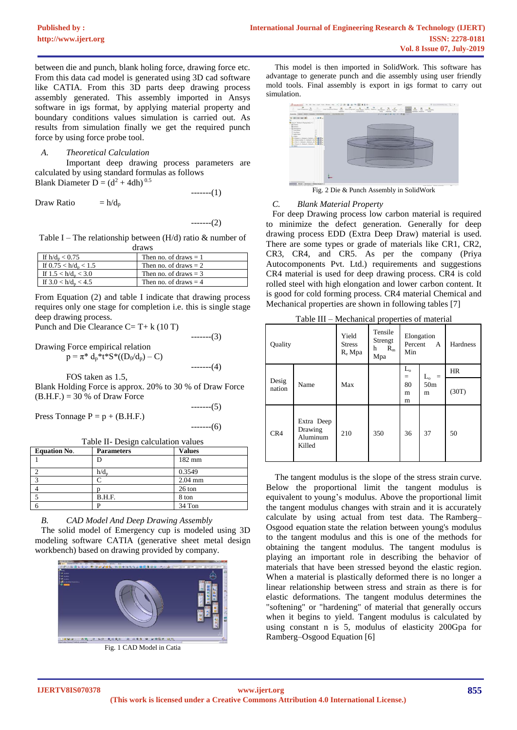between die and punch, blank holing force, drawing force etc. From this data cad model is generated using 3D cad software like CATIA. From this 3D parts deep drawing process assembly generated. This assembly imported in Ansys software in igs format, by applying material property and boundary conditions values simulation is carried out. As results from simulation finally we get the required punch force by using force probe tool.

### A. *Theoretical Calculation*

Important deep drawing process parameters are calculated by using standard formulas as follows

Blank Diameter $D = (d^2 + 4dh)^{0.5}$ -------(1)

Draw Ratio $= h/d_p$ -------(2)

Table I – The relationship between (H/d) ratio & number of draws

| | |
|---|---|
| If $h/d_p < 0.75$ | Then no. of draws = 1 |
| If $0.75 < h/d_p < 1.5$ | Then no. of draws = 2 |
| If $1.5 < h/d_p < 3.0$ | Then no. of draws = 3 |
| If $3.0 < h/d_p < 4.5$ | Then no. of draws = 4 |

From Equation (2) and table I indicate that drawing process requires only one stage for completion i.e. this is single stage deep drawing process.

Punch and Die Clearance $C = T + k\ (10\ T)$ -------(3)

Drawing Force empirical relation

$$p = \pi * d_p * t * S * ((D_0/d_p) - C)$$ -------(4)

FOS taken as 1.5,

Blank Holding Force is approx. 20% to 30 % of Draw Force

(B.H.F.) = 30 % of Draw Force -------(5)

Press Tonnage P = p + (B.H.F.) -------(6)

Table II- Design calculation values

| Equation No. | Parameters | Values |
|---|---|---|
| 1 | D | 182 mm |
| 2 | $h/d_p$ | 0.3549 |
| 3 | C | 2.04 mm |
| 4 | p | 26 ton |
| 5 | B.H.F. | 8 ton |
| 6 | P | 34 Ton |

### B. *CAD Model And Deep Drawing Assembly*

The solid model of Emergency cup is modeled using 3D modeling software CATIA (generative sheet metal design workbench) based on drawing provided by company.

Fig. 1 CAD Model in Catia

This model is then imported in SolidWork. This software has advantage to generate punch and die assembly using user friendly mold tools. Final assembly is export in igs format to carry out simulation.

Fig. 2 Die & Punch Assembly in SolidWork

### C. *Blank Material Property*

For deep Drawing process low carbon material is required to minimize the defect generation. Generally for deep drawing process EDD (Extra Deep Draw) material is used. There are some types or grade of materials like CR1, CR2, CR3, CR4, and CR5. As per the company (Priya Autocomponents Pvt. Ltd.) requirements and suggestions CR4 material is used for deep drawing process. CR4 is cold rolled steel with high elongation and lower carbon content. It is good for cold forming process. CR4 material Chemical and Mechanical properties are shown in following tables [7]

Table III – Mechanical properties of material

| Quality | | Yield Stress $R_e$ Mpa | Tensile Strength $R_m$ Mpa | Elongation Percent A Min | | Hardness |
|---|---|---|---|---|---|---|
| Designation | Name | Max | | $L_o$ = 80 mm | $L_o$ = 50mm | HR (30T) |
| CR4 | Extra Deep Drawing Aluminum Killed | 210 | 350 | 36 | 37 | 50 |

The tangent modulus is the slope of the stress strain curve. Below the proportional limit the tangent modulus is equivalent to young's modulus. Above the proportional limit the tangent modulus changes with strain and it is accurately calculate by using actual from test data. The Ramberg–Osgood equation state the relation between young's modulus to the tangent modulus and this is one of the methods for obtaining the tangent modulus. The tangent modulus is playing an important role in describing the behavior of materials that have been stressed beyond the elastic region. When a material is plastically deformed there is no longer a linear relationship between stress and strain as there is for elastic deformations. The tangent modulus determines the "softening" or "hardening" of material that generally occurs when it begins to yield. Tangent modulus is calculated by using constant n is 5, modulus of elasticity 200Gpa for Ramberg–Osgood Equation [6]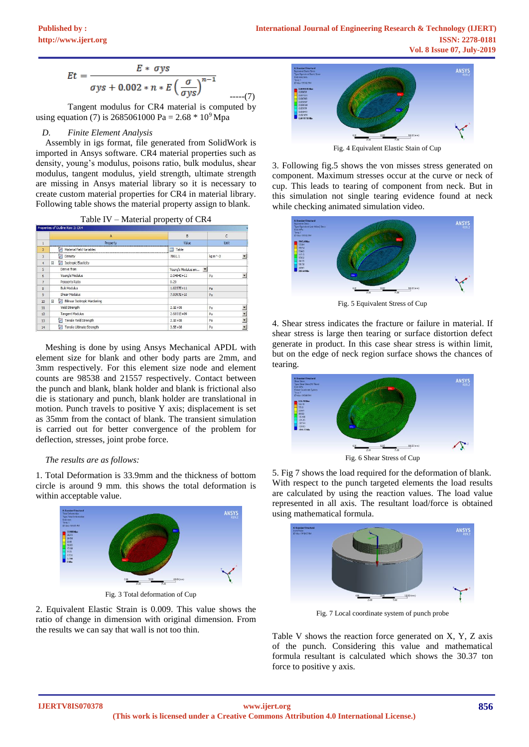$$Et = \frac{E * \sigma ys}{\sigma ys + 0.002 * n * E\left(\frac{\sigma}{\sigma ys}\right)^{n-1}} \quad \text{-----(7)}$$

Tangent modulus for CR4 material is computed by using equation (7) is 2685061000 Pa = 2.68 * $10^9$ Mpa

*D. Finite Element Analysis*

Assembly in igs format, file generated from SolidWork is imported in Ansys software. CR4 material properties such as density, young's modulus, poisons ratio, bulk modulus, shear modulus, tangent modulus, yield strength, ultimate strength are missing in Ansys material library so it is necessary to create custom material properties for CR4 in material library. Following table shows the material property assign to blank.

Table IV – Material property of CR4

Properties of Outline Row 3: CR4

| | A | B | C |
|---|---|---|---|
| 1 | Property | Value | Unit |
| 2 | Material Field Variables | Table | |
| 3 | Density | 7861.1 | kg m^-3 |
| 4 | Isotropic Elasticity | | |
| 5 | Derive from | Young's Modulus an... | |
| 6 | Young's Modulus | 2.0484E+11 | Pa |
| 7 | Poisson's Ratio | 0.29 | |
| 8 | Bulk Modulus | 1.6257E+11 | Pa |
| 9 | Shear Modulus | 7.9397E+10 | Pa |
| 10 | Bilinear Isotropic Hardening | | |
| 11 | Yield Strength | 2.1E+08 | Pa |
| 12 | Tangent Modulus | 2.6851E+09 | Pa |
| 13 | Tensile Yield Strength | 2.1E+08 | Pa |
| 14 | Tensile Ultimate Strength | 3.5E+08 | Pa |

Meshing is done by using Ansys Mechanical APDL with element size for blank and other body parts are 2mm, and 3mm respectively. For this element size node and element counts are 98538 and 21557 respectively. Contact between the punch and blank, blank holder and blank is frictional also die is stationary and punch, blank holder are translational in motion. Punch travels to positive Y axis; displacement is set as 35mm from the contact of blank. The transient simulation is carried out for better convergence of the problem for deflection, stresses, joint probe force.

*The results are as follows:*

1. Total Deformation is 33.9mm and the thickness of bottom circle is around 9 mm. this shows the total deformation is within acceptable value.

Fig. 3 Total deformation of Cup

2. Equivalent Elastic Strain is 0.009. This value shows the ratio of change in dimension with original dimension. From the results we can say that wall is not too thin.

Fig. 4 Equivalent Elastic Stain of Cup

3. Following fig.5 shows the von misses stress generated on component. Maximum stresses occur at the curve or neck of cup. This leads to tearing of component from neck. But in this simulation not single tearing evidence found at neck while checking animated simulation video.

Fig. 5 Equivalent Stress of Cup

4. Shear stress indicates the fracture or failure in material. If shear stress is large then tearing or surface distortion defect generate in product. In this case shear stress is within limit, but on the edge of neck region surface shows the chances of tearing.

Fig. 6 Shear Stress of Cup

5. Fig 7 shows the load required for the deformation of blank. With respect to the punch targeted elements the load results are calculated by using the reaction values. The load value represented in all axis. The resultant load/force is obtained using mathematical formula.

Fig. 7 Local coordinate system of punch probe

Table V shows the reaction force generated on X, Y, Z axis of the punch. Considering this value and mathematical formula resultant is calculated which shows the 30.37 ton force to positive y axis.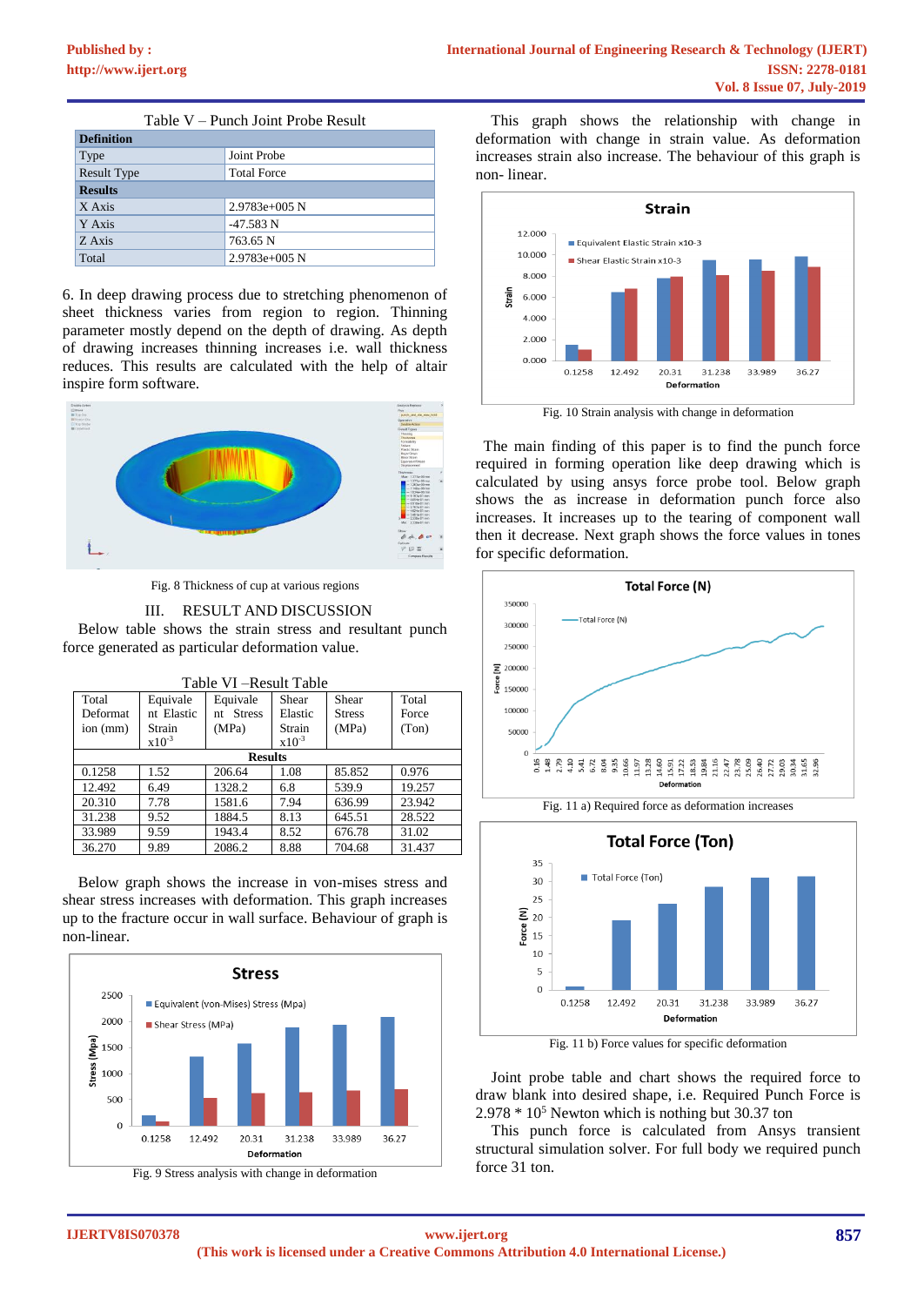Table V – Punch Joint Probe Result

| Definition | |
|---|---|
| Type | Joint Probe |
| Result Type | Total Force |
| **Results** | |
| X Axis | 2.9783e+005 N |
| Y Axis | -47.583 N |
| Z Axis | 763.65 N |
| Total | 2.9783e+005 N |

6. In deep drawing process due to stretching phenomenon of sheet thickness varies from region to region. Thinning parameter mostly depend on the depth of drawing. As depth of drawing increases thinning increases i.e. wall thickness reduces. This results are calculated with the help of altair inspire form software.

Fig. 8 Thickness of cup at various regions

## III. RESULT AND DISCUSSION

Below table shows the strain stress and resultant punch force generated as particular deformation value.

Table VI –Result Table

| Total Deformation (mm) | Equivalent Elastic Strain $x10^{-3}$ | Equivalent Stress (MPa) | Shear Elastic Strain $x10^{-3}$ | Shear Stress (MPa) | Total Force (Ton) |
|---|---|---|---|---|---|
| **Results** | | | | | |
| 0.1258 | 1.52 | 206.64 | 1.08 | 85.852 | 0.976 |
| 12.492 | 6.49 | 1328.2 | 6.8 | 539.9 | 19.257 |
| 20.310 | 7.78 | 1581.6 | 7.94 | 636.99 | 23.942 |
| 31.238 | 9.52 | 1884.5 | 8.13 | 645.51 | 28.522 |
| 33.989 | 9.59 | 1943.4 | 8.52 | 676.78 | 31.02 |
| 36.270 | 9.89 | 2086.2 | 8.88 | 704.68 | 31.437 |

Below graph shows the increase in von-mises stress and shear stress increases with deformation. This graph increases up to the fracture occur in wall surface. Behaviour of graph is non-linear.

Fig. 9 Stress analysis with change in deformation

This graph shows the relationship with change in deformation with change in strain value. As deformation increases strain also increase. The behaviour of this graph is non- linear.

Fig. 10 Strain analysis with change in deformation

The main finding of this paper is to find the punch force required in forming operation like deep drawing which is calculated by using ansys force probe tool. Below graph shows the as increase in deformation punch force also increases. It increases up to the tearing of component wall then it decrease. Next graph shows the force values in tones for specific deformation.

Fig. 11 a) Required force as deformation increases

Fig. 11 b) Force values for specific deformation

Joint probe table and chart shows the required force to draw blank into desired shape, i.e. Required Punch Force is $2.978 * 10^5$ Newton which is nothing but 30.37 ton

This punch force is calculated from Ansys transient structural simulation solver. For full body we required punch force 31 ton.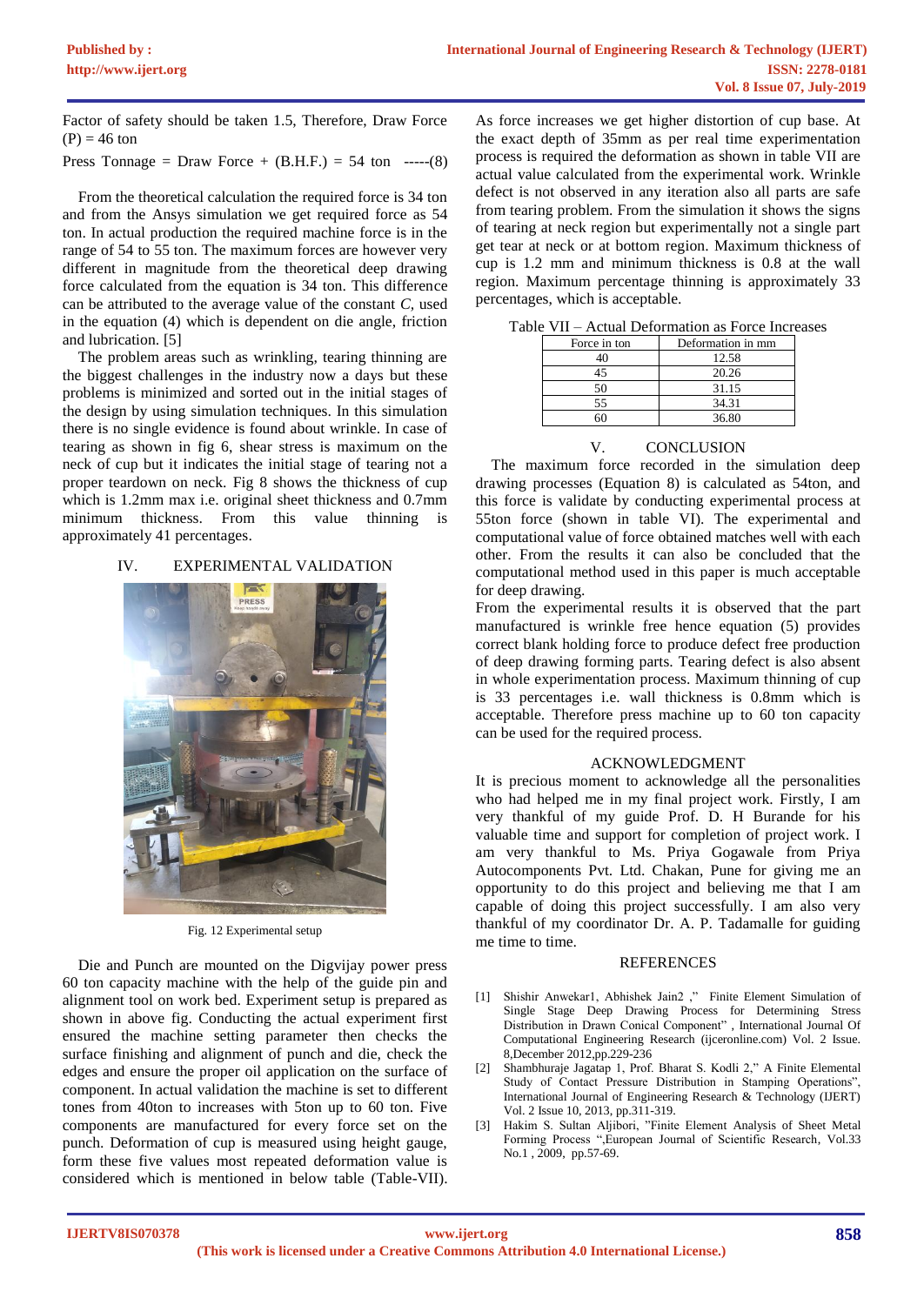Factor of safety should be taken 1.5, Therefore, Draw Force (P) = 46 ton

Press Tonnage = Draw Force + (B.H.F.) = 54 ton -----(8)

From the theoretical calculation the required force is 34 ton and from the Ansys simulation we get required force as 54 ton. In actual production the required machine force is in the range of 54 to 55 ton. The maximum forces are however very different in magnitude from the theoretical deep drawing force calculated from the equation is 34 ton. This difference can be attributed to the average value of the constant *C*, used in the equation (4) which is dependent on die angle, friction and lubrication. [5]

The problem areas such as wrinkling, tearing thinning are the biggest challenges in the industry now a days but these problems is minimized and sorted out in the initial stages of the design by using simulation techniques. In this simulation there is no single evidence is found about wrinkle. In case of tearing as shown in fig 6, shear stress is maximum on the neck of cup but it indicates the initial stage of tearing not a proper teardown on neck. Fig 8 shows the thickness of cup which is 1.2mm max i.e. original sheet thickness and 0.7mm minimum thickness. From this value thinning is approximately 41 percentages.

## IV. EXPERIMENTAL VALIDATION

Fig. 12 Experimental setup

Die and Punch are mounted on the Digvijay power press 60 ton capacity machine with the help of the guide pin and alignment tool on work bed. Experiment setup is prepared as shown in above fig. Conducting the actual experiment first ensured the machine setting parameter then checks the surface finishing and alignment of punch and die, check the edges and ensure the proper oil application on the surface of component. In actual validation the machine is set to different tones from 40ton to increases with 5ton up to 60 ton. Five components are manufactured for every force set on the punch. Deformation of cup is measured using height gauge, form these five values most repeated deformation value is considered which is mentioned in below table (Table-VII). As force increases we get higher distortion of cup base. At the exact depth of 35mm as per real time experimentation process is required the deformation as shown in table VII are actual value calculated from the experimental work. Wrinkle defect is not observed in any iteration also all parts are safe from tearing problem. From the simulation it shows the signs of tearing at neck region but experimentally not a single part get tear at neck or at bottom region. Maximum thickness of cup is 1.2 mm and minimum thickness is 0.8 at the wall region. Maximum percentage thinning is approximately 33 percentages, which is acceptable.

Table VII – Actual Deformation as Force Increases

| Force in ton | Deformation in mm |
|---|---|
| 40 | 12.58 |
| 45 | 20.26 |
| 50 | 31.15 |
| 55 | 34.31 |
| 60 | 36.80 |

## V. CONCLUSION

The maximum force recorded in the simulation deep drawing processes (Equation 8) is calculated as 54ton, and this force is validate by conducting experimental process at 55ton force (shown in table VI). The experimental and computational value of force obtained matches well with each other. From the results it can also be concluded that the computational method used in this paper is much acceptable for deep drawing.

From the experimental results it is observed that the part manufactured is wrinkle free hence equation (5) provides correct blank holding force to produce defect free production of deep drawing forming parts. Tearing defect is also absent in whole experimentation process. Maximum thinning of cup is 33 percentages i.e. wall thickness is 0.8mm which is acceptable. Therefore press machine up to 60 ton capacity can be used for the required process.

## ACKNOWLEDGMENT

It is precious moment to acknowledge all the personalities who had helped me in my final project work. Firstly, I am very thankful of my guide Prof. D. H Burande for his valuable time and support for completion of project work. I am very thankful to Ms. Priya Gogawale from Priya Autocomponents Pvt. Ltd. Chakan, Pune for giving me an opportunity to do this project and believing me that I am capable of doing this project successfully. I am also very thankful of my coordinator Dr. A. P. Tadamalle for guiding me time to time.

## REFERENCES

[1] Shishir Anwekar1, Abhishek Jain2 ," Finite Element Simulation of Single Stage Deep Drawing Process for Determining Stress Distribution in Drawn Conical Component" , International Journal Of Computational Engineering Research (ijceronline.com) Vol. 2 Issue. 8,December 2012,pp.229-236

[2] Shambhuraje Jagatap 1, Prof. Bharat S. Kodli 2," A Finite Elemental Study of Contact Pressure Distribution in Stamping Operations", International Journal of Engineering Research & Technology (IJERT) Vol. 2 Issue 10, 2013, pp.311-319.

[3] Hakim S. Sultan Aljibori, "Finite Element Analysis of Sheet Metal Forming Process ",European Journal of Scientific Research, Vol.33 No.1 , 2009, pp.57-69.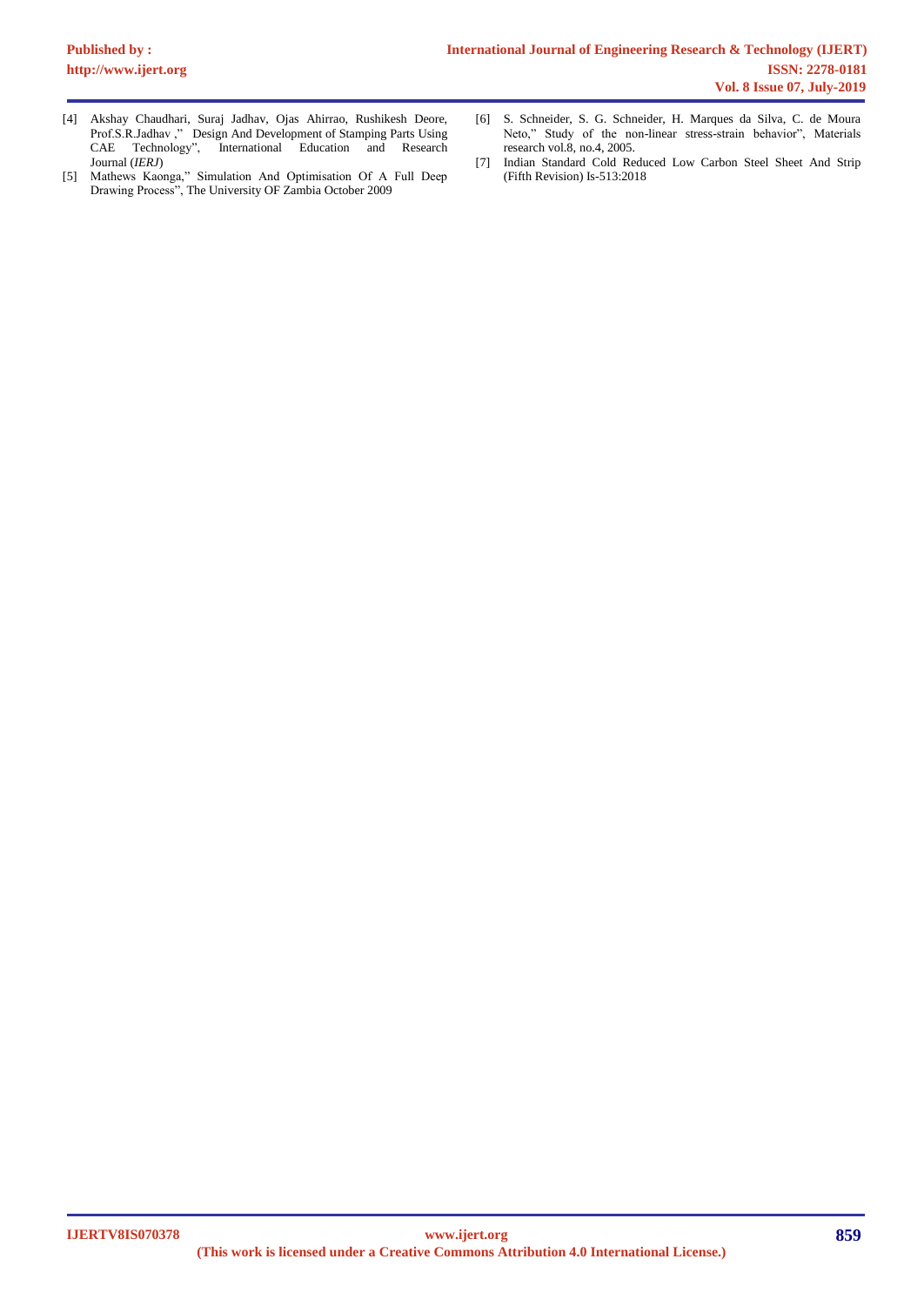[4] Akshay Chaudhari, Suraj Jadhav, Ojas Ahirrao, Rushikesh Deore, Prof.S.R.Jadhav ," Design And Development of Stamping Parts Using CAE Technology", International Education and Research Journal (*IERJ*)

[5] Mathews Kaonga," Simulation And Optimisation Of A Full Deep Drawing Process", The University OF Zambia October 2009

[6] S. Schneider, S. G. Schneider, H. Marques da Silva, C. de Moura Neto," Study of the non-linear stress-strain behavior", Materials research vol.8, no.4, 2005.

[7] Indian Standard Cold Reduced Low Carbon Steel Sheet And Strip (Fifth Revision) Is-513:2018